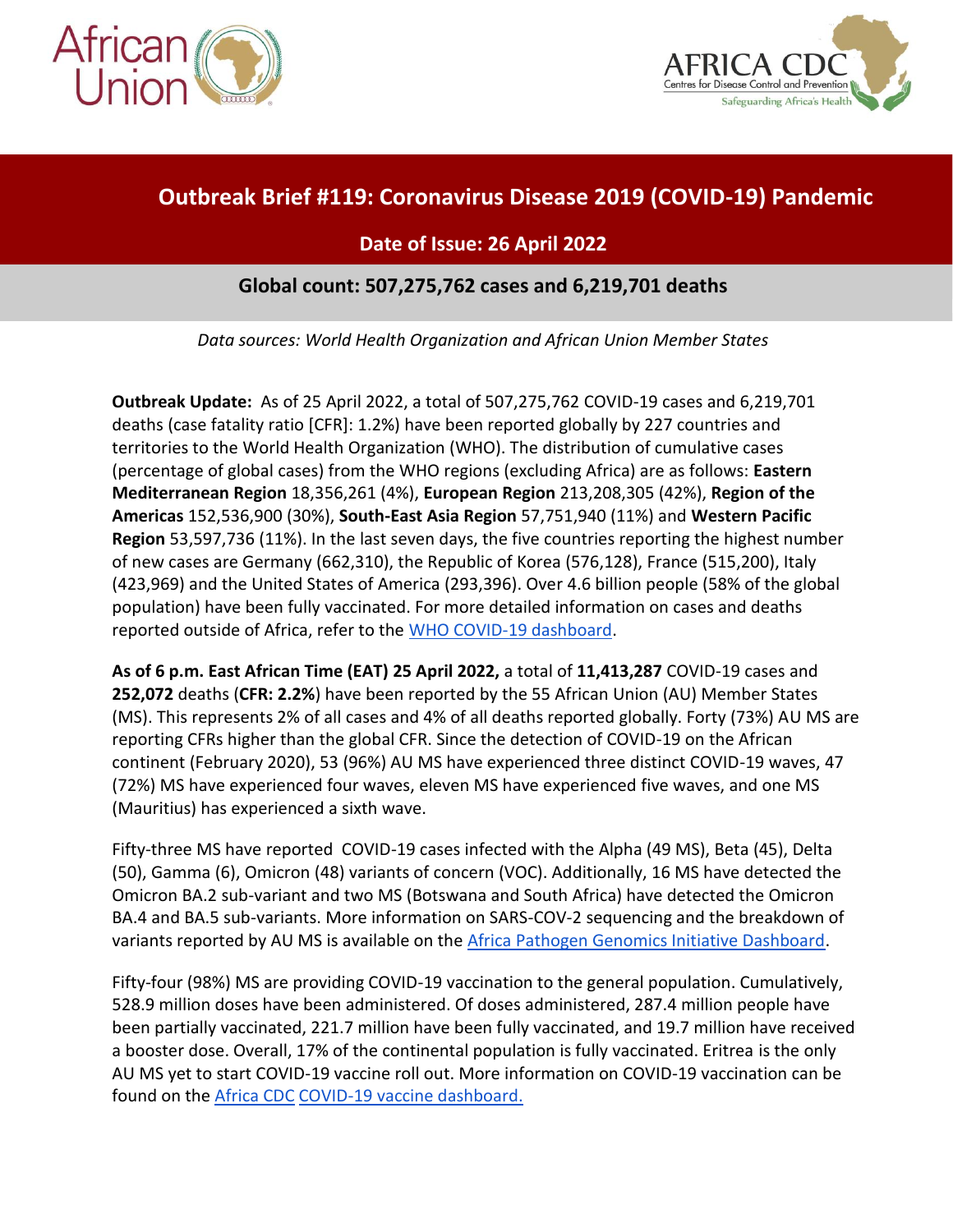# Outbreak Brief #119: Coronavirus Disease 2019 (COVID-19) Pandemic

## Date of Issue: 26 April 2022

## Global count: 507,275,762 cases and 6,219,701 deaths

*Data sources: World Health Organization and African Union Member States*

**Outbreak Update:** As of 25 April 2022, a total of 507,275,762 COVID-19 cases and 6,219,701 deaths (case fatality ratio [CFR]: 1.2%) have been reported globally by 227 countries and territories to the World Health Organization (WHO). The distribution of cumulative cases (percentage of global cases) from the WHO regions (excluding Africa) are as follows: **Eastern Mediterranean Region** 18,356,261 (4%), **European Region** 213,208,305 (42%), **Region of the Americas** 152,536,900 (30%), **South-East Asia Region** 57,751,940 (11%) and **Western Pacific Region** 53,597,736 (11%). In the last seven days, the five countries reporting the highest number of new cases are Germany (662,310), the Republic of Korea (576,128), France (515,200), Italy (423,969) and the United States of America (293,396). Over 4.6 billion people (58% of the global population) have been fully vaccinated. For more detailed information on cases and deaths reported outside of Africa, refer to the [WHO COVID-19 dashboard](#).

**As of 6 p.m. East African Time (EAT) 25 April 2022,** a total of **11,413,287** COVID-19 cases and **252,072** deaths (**CFR: 2.2%**) have been reported by the 55 African Union (AU) Member States (MS). This represents 2% of all cases and 4% of all deaths reported globally. Forty (73%) AU MS are reporting CFRs higher than the global CFR. Since the detection of COVID-19 on the African continent (February 2020), 53 (96%) AU MS have experienced three distinct COVID-19 waves, 47 (72%) MS have experienced four waves, eleven MS have experienced five waves, and one MS (Mauritius) has experienced a sixth wave.

Fifty-three MS have reported COVID-19 cases infected with the Alpha (49 MS), Beta (45), Delta (50), Gamma (6), Omicron (48) variants of concern (VOC). Additionally, 16 MS have detected the Omicron BA.2 sub-variant and two MS (Botswana and South Africa) have detected the Omicron BA.4 and BA.5 sub-variants. More information on SARS-COV-2 sequencing and the breakdown of variants reported by AU MS is available on the [Africa Pathogen Genomics Initiative Dashboard](#).

Fifty-four (98%) MS are providing COVID-19 vaccination to the general population. Cumulatively, 528.9 million doses have been administered. Of doses administered, 287.4 million people have been partially vaccinated, 221.7 million have been fully vaccinated, and 19.7 million have received a booster dose. Overall, 17% of the continental population is fully vaccinated. Eritrea is the only AU MS yet to start COVID-19 vaccine roll out. More information on COVID-19 vaccination can be found on the [Africa CDC COVID-19 vaccine dashboard.](#)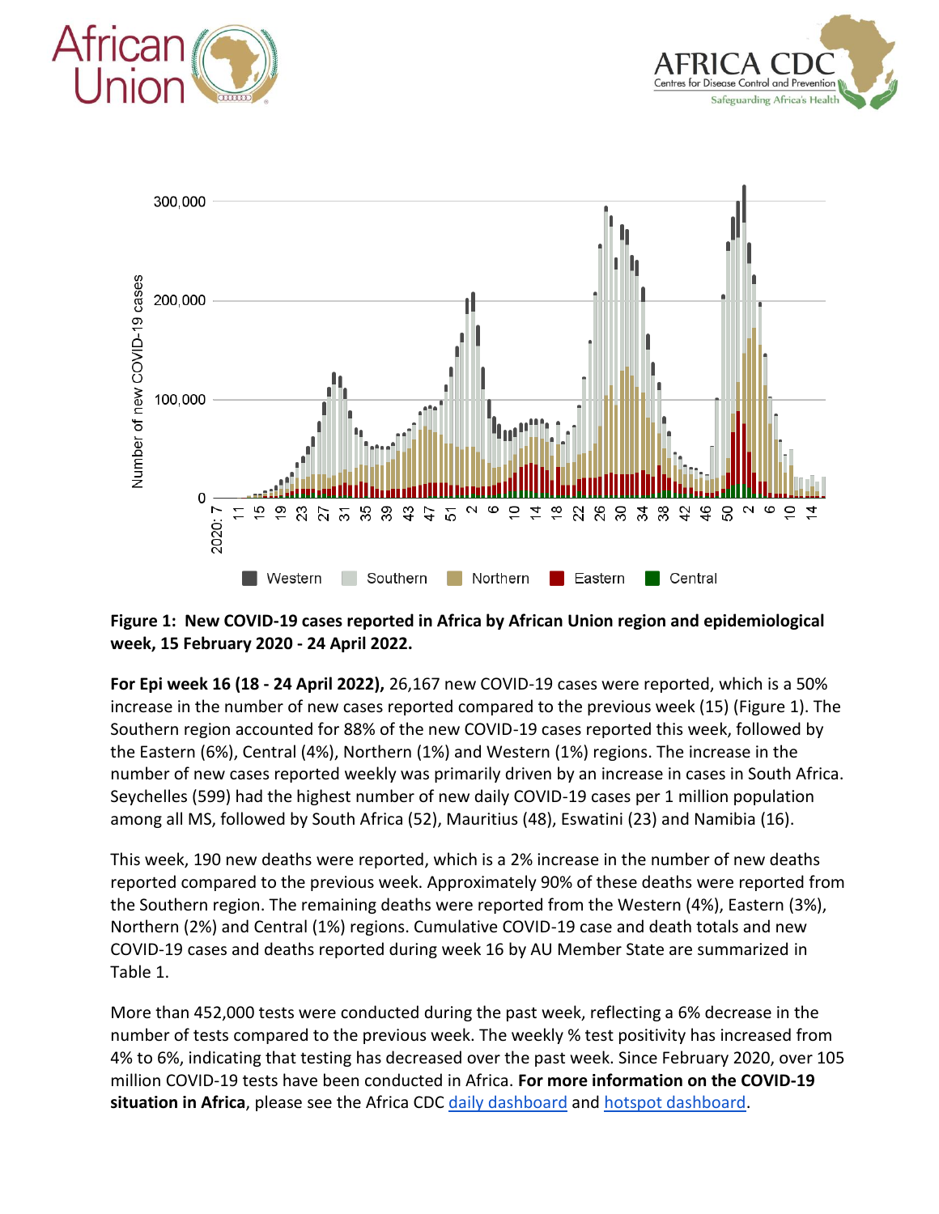**Figure 1: New COVID-19 cases reported in Africa by African Union region and epidemiological week, 15 February 2020 - 24 April 2022.**

**For Epi week 16 (18 - 24 April 2022),** 26,167 new COVID-19 cases were reported, which is a 50% increase in the number of new cases reported compared to the previous week (15) (Figure 1). The Southern region accounted for 88% of the new COVID-19 cases reported this week, followed by the Eastern (6%), Central (4%), Northern (1%) and Western (1%) regions. The increase in the number of new cases reported weekly was primarily driven by an increase in cases in South Africa. Seychelles (599) had the highest number of new daily COVID-19 cases per 1 million population among all MS, followed by South Africa (52), Mauritius (48), Eswatini (23) and Namibia (16).

This week, 190 new deaths were reported, which is a 2% increase in the number of new deaths reported compared to the previous week. Approximately 90% of these deaths were reported from the Southern region. The remaining deaths were reported from the Western (4%), Eastern (3%), Northern (2%) and Central (1%) regions. Cumulative COVID-19 case and death totals and new COVID-19 cases and deaths reported during week 16 by AU Member State are summarized in Table 1.

More than 452,000 tests were conducted during the past week, reflecting a 6% decrease in the number of tests compared to the previous week. The weekly % test positivity has increased from 4% to 6%, indicating that testing has decreased over the past week. Since February 2020, over 105 million COVID-19 tests have been conducted in Africa. **For more information on the COVID-19 situation in Africa**, please see the Africa CDC daily dashboard and hotspot dashboard.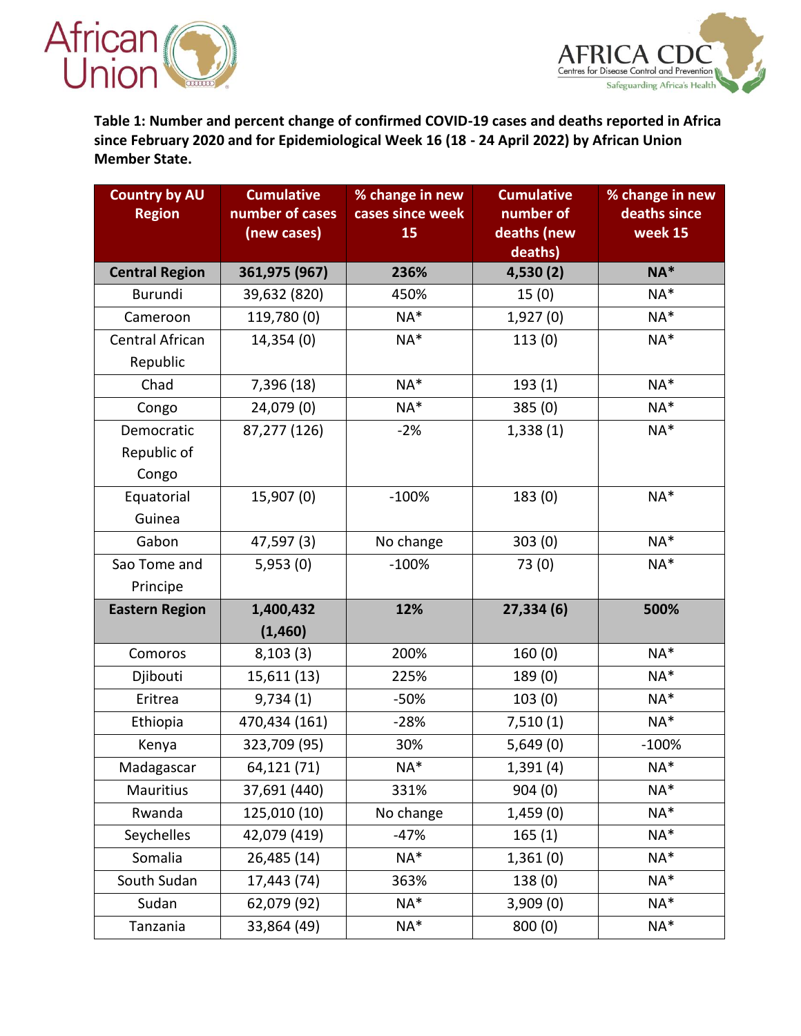**Table 1: Number and percent change of confirmed COVID-19 cases and deaths reported in Africa since February 2020 and for Epidemiological Week 16 (18 - 24 April 2022) by African Union Member State.**

| Country by AU Region | Cumulative number of cases (new cases) | % change in new cases since week 15 | Cumulative number of deaths (new deaths) | % change in new deaths since week 15 |
|---|---|---|---|---|
| **Central Region** | **361,975 (967)** | **236%** | **4,530 (2)** | **NA*** |
| Burundi | 39,632 (820) | 450% | 15 (0) | NA* |
| Cameroon | 119,780 (0) | NA* | 1,927 (0) | NA* |
| Central African Republic | 14,354 (0) | NA* | 113 (0) | NA* |
| Chad | 7,396 (18) | NA* | 193 (1) | NA* |
| Congo | 24,079 (0) | NA* | 385 (0) | NA* |
| Democratic Republic of Congo | 87,277 (126) | -2% | 1,338 (1) | NA* |
| Equatorial Guinea | 15,907 (0) | -100% | 183 (0) | NA* |
| Gabon | 47,597 (3) | No change | 303 (0) | NA* |
| Sao Tome and Principe | 5,953 (0) | -100% | 73 (0) | NA* |
| **Eastern Region** | **1,400,432 (1,460)** | **12%** | **27,334 (6)** | **500%** |
| Comoros | 8,103 (3) | 200% | 160 (0) | NA* |
| Djibouti | 15,611 (13) | 225% | 189 (0) | NA* |
| Eritrea | 9,734 (1) | -50% | 103 (0) | NA* |
| Ethiopia | 470,434 (161) | -28% | 7,510 (1) | NA* |
| Kenya | 323,709 (95) | 30% | 5,649 (0) | -100% |
| Madagascar | 64,121 (71) | NA* | 1,391 (4) | NA* |
| Mauritius | 37,691 (440) | 331% | 904 (0) | NA* |
| Rwanda | 125,010 (10) | No change | 1,459 (0) | NA* |
| Seychelles | 42,079 (419) | -47% | 165 (1) | NA* |
| Somalia | 26,485 (14) | NA* | 1,361 (0) | NA* |
| South Sudan | 17,443 (74) | 363% | 138 (0) | NA* |
| Sudan | 62,079 (92) | NA* | 3,909 (0) | NA* |
| Tanzania | 33,864 (49) | NA* | 800 (0) | NA* |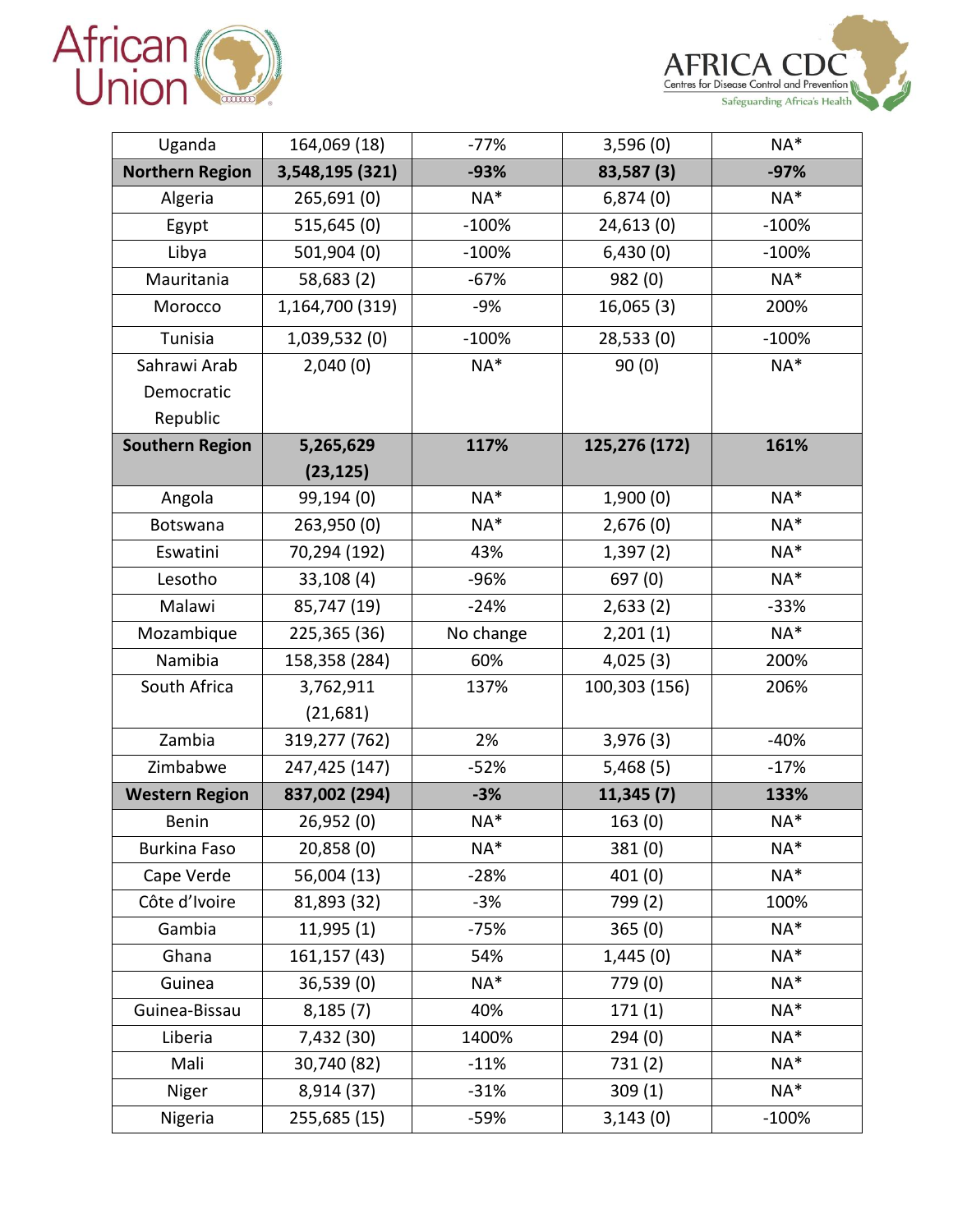| Uganda | 164,069 (18) | -77% | 3,596 (0) | NA* |
|---|---|---|---|---|
| **Northern Region** | **3,548,195 (321)** | **-93%** | **83,587 (3)** | **-97%** |
| Algeria | 265,691 (0) | NA* | 6,874 (0) | NA* |
| Egypt | 515,645 (0) | -100% | 24,613 (0) | -100% |
| Libya | 501,904 (0) | -100% | 6,430 (0) | -100% |
| Mauritania | 58,683 (2) | -67% | 982 (0) | NA* |
| Morocco | 1,164,700 (319) | -9% | 16,065 (3) | 200% |
| Tunisia | 1,039,532 (0) | -100% | 28,533 (0) | -100% |
| Sahrawi Arab Democratic Republic | 2,040 (0) | NA* | 90 (0) | NA* |
| **Southern Region** | **5,265,629 (23,125)** | **117%** | **125,276 (172)** | **161%** |
| Angola | 99,194 (0) | NA* | 1,900 (0) | NA* |
| Botswana | 263,950 (0) | NA* | 2,676 (0) | NA* |
| Eswatini | 70,294 (192) | 43% | 1,397 (2) | NA* |
| Lesotho | 33,108 (4) | -96% | 697 (0) | NA* |
| Malawi | 85,747 (19) | -24% | 2,633 (2) | -33% |
| Mozambique | 225,365 (36) | No change | 2,201 (1) | NA* |
| Namibia | 158,358 (284) | 60% | 4,025 (3) | 200% |
| South Africa | 3,762,911 (21,681) | 137% | 100,303 (156) | 206% |
| Zambia | 319,277 (762) | 2% | 3,976 (3) | -40% |
| Zimbabwe | 247,425 (147) | -52% | 5,468 (5) | -17% |
| **Western Region** | **837,002 (294)** | **-3%** | **11,345 (7)** | **133%** |
| Benin | 26,952 (0) | NA* | 163 (0) | NA* |
| Burkina Faso | 20,858 (0) | NA* | 381 (0) | NA* |
| Cape Verde | 56,004 (13) | -28% | 401 (0) | NA* |
| Côte d'Ivoire | 81,893 (32) | -3% | 799 (2) | 100% |
| Gambia | 11,995 (1) | -75% | 365 (0) | NA* |
| Ghana | 161,157 (43) | 54% | 1,445 (0) | NA* |
| Guinea | 36,539 (0) | NA* | 779 (0) | NA* |
| Guinea-Bissau | 8,185 (7) | 40% | 171 (1) | NA* |
| Liberia | 7,432 (30) | 1400% | 294 (0) | NA* |
| Mali | 30,740 (82) | -11% | 731 (2) | NA* |
| Niger | 8,914 (37) | -31% | 309 (1) | NA* |
| Nigeria | 255,685 (15) | -59% | 3,143 (0) | -100% |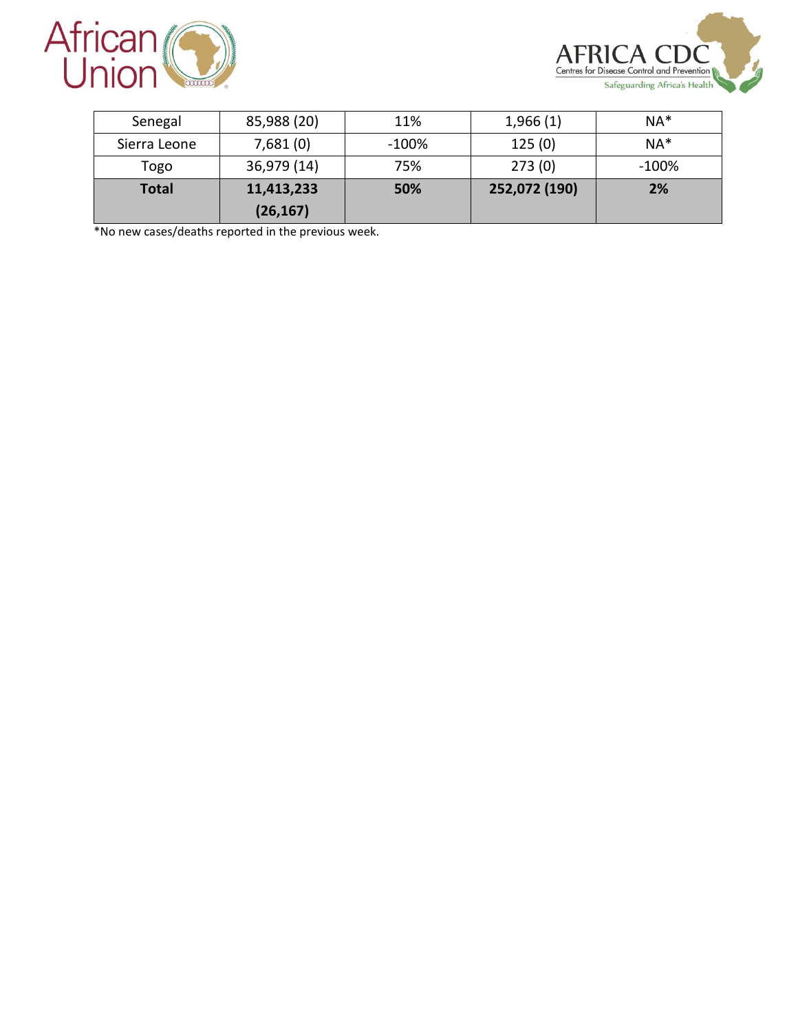| | | | | |
|---|---|---|---|---|
| Senegal | 85,988 (20) | 11% | 1,966 (1) | NA* |
| Sierra Leone | 7,681 (0) | -100% | 125 (0) | NA* |
| Togo | 36,979 (14) | 75% | 273 (0) | -100% |
| **Total** | **11,413,233 (26,167)** | **50%** | **252,072 (190)** | **2%** |

*No new cases/deaths reported in the previous week.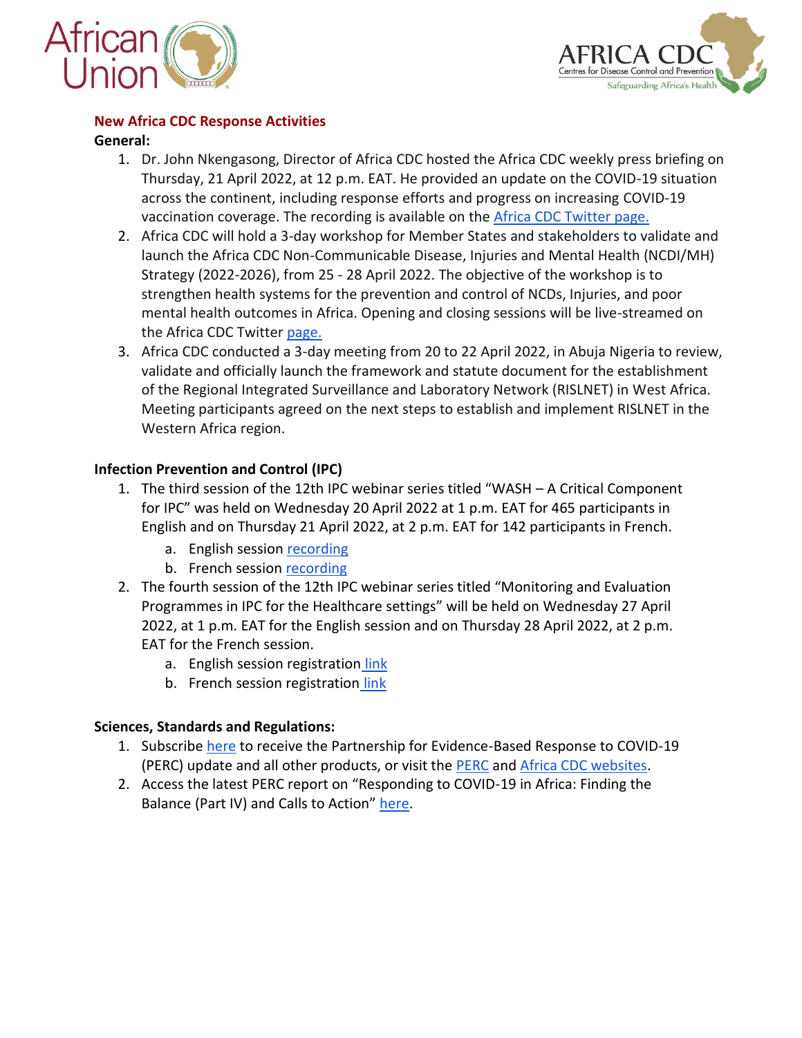## New Africa CDC Response Activities

**General:**

1. Dr. John Nkengasong, Director of Africa CDC hosted the Africa CDC weekly press briefing on Thursday, 21 April 2022, at 12 p.m. EAT. He provided an update on the COVID-19 situation across the continent, including response efforts and progress on increasing COVID-19 vaccination coverage. The recording is available on the Africa CDC Twitter page.
2. Africa CDC will hold a 3-day workshop for Member States and stakeholders to validate and launch the Africa CDC Non-Communicable Disease, Injuries and Mental Health (NCDI/MH) Strategy (2022-2026), from 25 - 28 April 2022. The objective of the workshop is to strengthen health systems for the prevention and control of NCDs, Injuries, and poor mental health outcomes in Africa. Opening and closing sessions will be live-streamed on the Africa CDC Twitter page.
3. Africa CDC conducted a 3-day meeting from 20 to 22 April 2022, in Abuja Nigeria to review, validate and officially launch the framework and statute document for the establishment of the Regional Integrated Surveillance and Laboratory Network (RISLNET) in West Africa. Meeting participants agreed on the next steps to establish and implement RISLNET in the Western Africa region.

**Infection Prevention and Control (IPC)**

1. The third session of the 12th IPC webinar series titled "WASH – A Critical Component for IPC" was held on Wednesday 20 April 2022 at 1 p.m. EAT for 465 participants in English and on Thursday 21 April 2022, at 2 p.m. EAT for 142 participants in French.
   a. English session recording
   b. French session recording
2. The fourth session of the 12th IPC webinar series titled "Monitoring and Evaluation Programmes in IPC for the Healthcare settings" will be held on Wednesday 27 April 2022, at 1 p.m. EAT for the English session and on Thursday 28 April 2022, at 2 p.m. EAT for the French session.
   a. English session registration link
   b. French session registration link

**Sciences, Standards and Regulations:**

1. Subscribe here to receive the Partnership for Evidence-Based Response to COVID-19 (PERC) update and all other products, or visit the PERC and Africa CDC websites.
2. Access the latest PERC report on "Responding to COVID-19 in Africa: Finding the Balance (Part IV) and Calls to Action" here.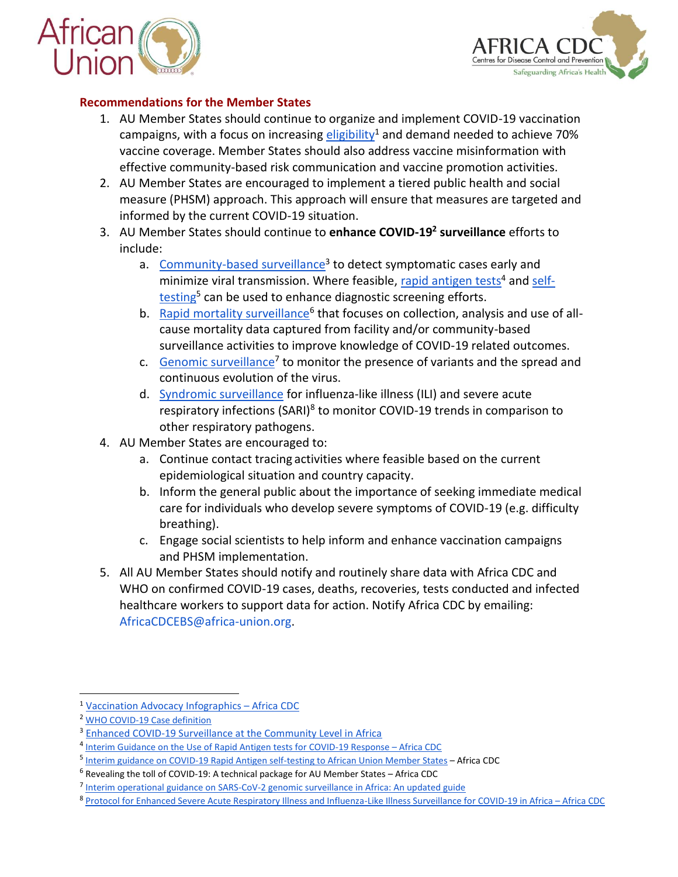## Recommendations for the Member States

1. AU Member States should continue to organize and implement COVID-19 vaccination campaigns, with a focus on increasing eligibility[1] and demand needed to achieve 70% vaccine coverage. Member States should also address vaccine misinformation with effective community-based risk communication and vaccine promotion activities.
2. AU Member States are encouraged to implement a tiered public health and social measure (PHSM) approach. This approach will ensure that measures are targeted and informed by the current COVID-19 situation.
3. AU Member States should continue to **enhance COVID-19[2] surveillance** efforts to include:
   a. Community-based surveillance[3] to detect symptomatic cases early and minimize viral transmission. Where feasible, rapid antigen tests[4] and self-testing[5] can be used to enhance diagnostic screening efforts.
   b. Rapid mortality surveillance[6] that focuses on collection, analysis and use of all-cause mortality data captured from facility and/or community-based surveillance activities to improve knowledge of COVID-19 related outcomes.
   c. Genomic surveillance[7] to monitor the presence of variants and the spread and continuous evolution of the virus.
   d. Syndromic surveillance for influenza-like illness (ILI) and severe acute respiratory infections (SARI)[8] to monitor COVID-19 trends in comparison to other respiratory pathogens.
4. AU Member States are encouraged to:
   a. Continue contact tracing activities where feasible based on the current epidemiological situation and country capacity.
   b. Inform the general public about the importance of seeking immediate medical care for individuals who develop severe symptoms of COVID-19 (e.g. difficulty breathing).
   c. Engage social scientists to help inform and enhance vaccination campaigns and PHSM implementation.
5. All AU Member States should notify and routinely share data with Africa CDC and WHO on confirmed COVID-19 cases, deaths, recoveries, tests conducted and infected healthcare workers to support data for action. Notify Africa CDC by emailing: AfricaCDCEBS@africa-union.org.

---

[1] Vaccination Advocacy Infographics – Africa CDC
[2] WHO COVID-19 Case definition
[3] Enhanced COVID-19 Surveillance at the Community Level in Africa
[4] Interim Guidance on the Use of Rapid Antigen tests for COVID-19 Response – Africa CDC
[5] Interim guidance on COVID-19 Rapid Antigen self-testing to African Union Member States – Africa CDC
[6] Revealing the toll of COVID-19: A technical package for AU Member States – Africa CDC
[7] Interim operational guidance on SARS-CoV-2 genomic surveillance in Africa: An updated guide
[8] Protocol for Enhanced Severe Acute Respiratory Illness and Influenza-Like Illness Surveillance for COVID-19 in Africa – Africa CDC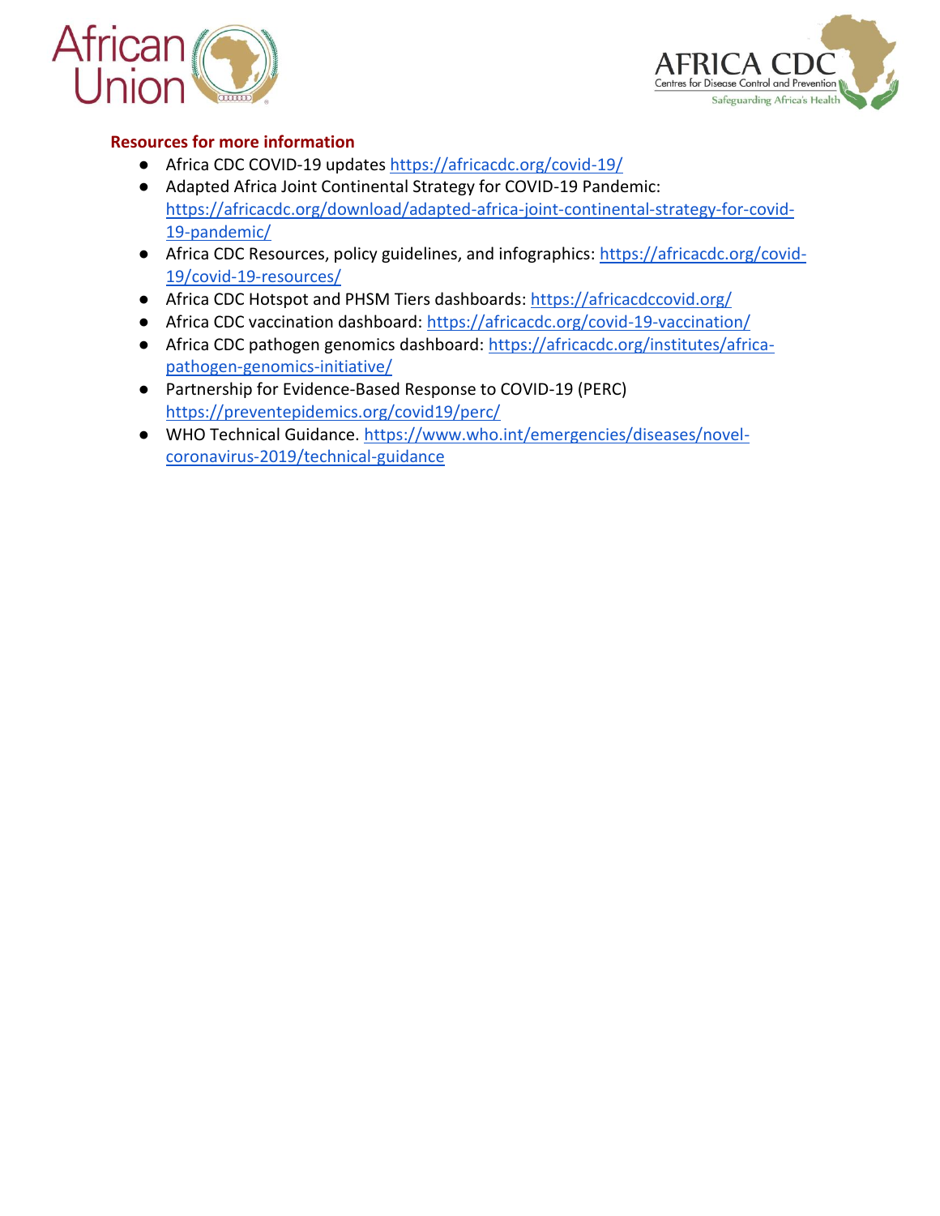**Resources for more information**

- Africa CDC COVID-19 updates https://africacdc.org/covid-19/
- Adapted Africa Joint Continental Strategy for COVID-19 Pandemic: https://africacdc.org/download/adapted-africa-joint-continental-strategy-for-covid-19-pandemic/
- Africa CDC Resources, policy guidelines, and infographics: https://africacdc.org/covid-19/covid-19-resources/
- Africa CDC Hotspot and PHSM Tiers dashboards: https://africacdccovid.org/
- Africa CDC vaccination dashboard: https://africacdc.org/covid-19-vaccination/
- Africa CDC pathogen genomics dashboard: https://africacdc.org/institutes/africa-pathogen-genomics-initiative/
- Partnership for Evidence-Based Response to COVID-19 (PERC) https://preventepidemics.org/covid19/perc/
- WHO Technical Guidance. https://www.who.int/emergencies/diseases/novel-coronavirus-2019/technical-guidance